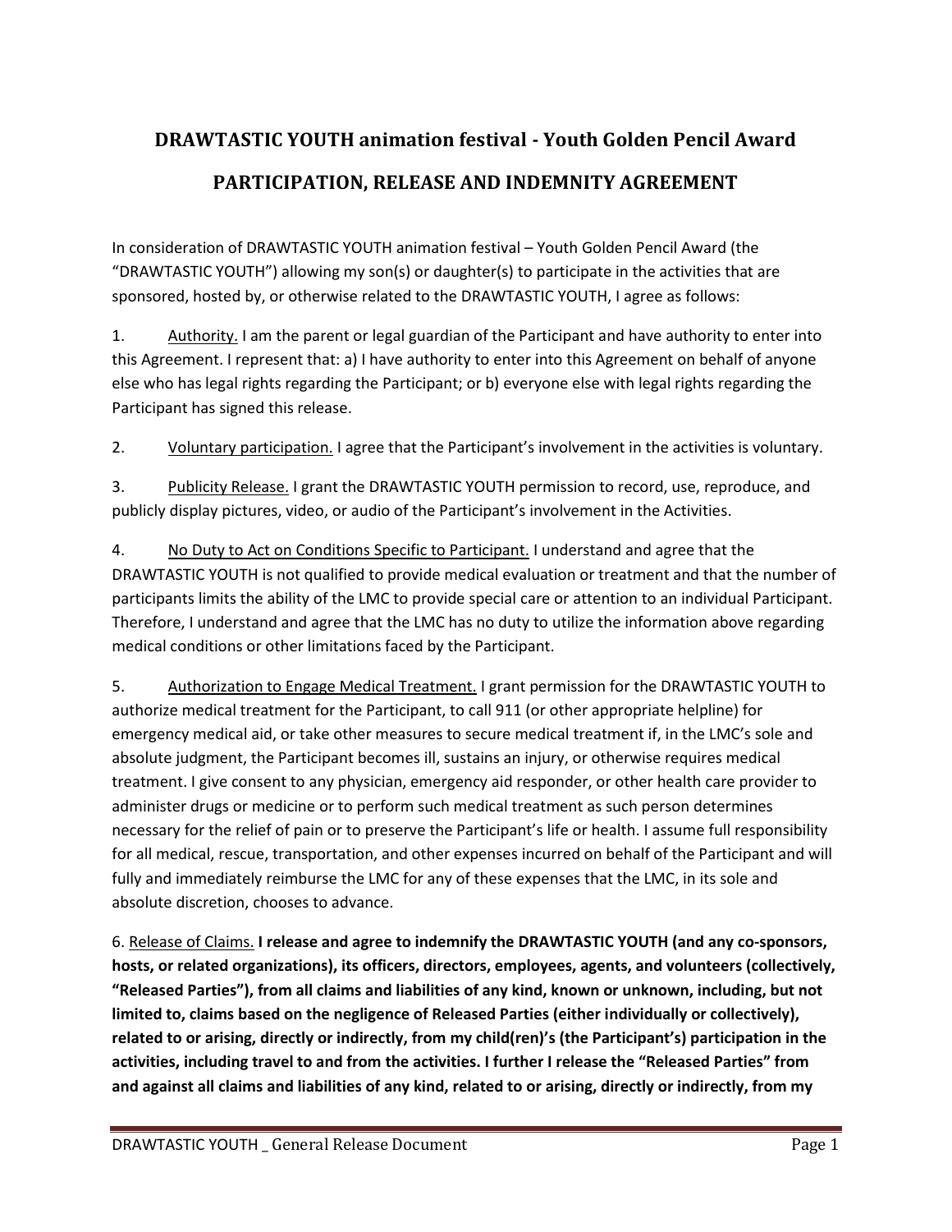# DRAWTASTIC YOUTH animation festival - Youth Golden Pencil Award

## PARTICIPATION, RELEASE AND INDEMNITY AGREEMENT

In consideration of DRAWTASTIC YOUTH animation festival – Youth Golden Pencil Award (the "DRAWTASTIC YOUTH") allowing my son(s) or daughter(s) to participate in the activities that are sponsored, hosted by, or otherwise related to the DRAWTASTIC YOUTH, I agree as follows:

1. <u>Authority.</u> I am the parent or legal guardian of the Participant and have authority to enter into this Agreement. I represent that: a) I have authority to enter into this Agreement on behalf of anyone else who has legal rights regarding the Participant; or b) everyone else with legal rights regarding the Participant has signed this release.

2. <u>Voluntary participation.</u> I agree that the Participant's involvement in the activities is voluntary.

3. <u>Publicity Release.</u> I grant the DRAWTASTIC YOUTH permission to record, use, reproduce, and publicly display pictures, video, or audio of the Participant's involvement in the Activities.

4. <u>No Duty to Act on Conditions Specific to Participant.</u> I understand and agree that the DRAWTASTIC YOUTH is not qualified to provide medical evaluation or treatment and that the number of participants limits the ability of the LMC to provide special care or attention to an individual Participant. Therefore, I understand and agree that the LMC has no duty to utilize the information above regarding medical conditions or other limitations faced by the Participant.

5. <u>Authorization to Engage Medical Treatment.</u> I grant permission for the DRAWTASTIC YOUTH to authorize medical treatment for the Participant, to call 911 (or other appropriate helpline) for emergency medical aid, or take other measures to secure medical treatment if, in the LMC's sole and absolute judgment, the Participant becomes ill, sustains an injury, or otherwise requires medical treatment. I give consent to any physician, emergency aid responder, or other health care provider to administer drugs or medicine or to perform such medical treatment as such person determines necessary for the relief of pain or to preserve the Participant's life or health. I assume full responsibility for all medical, rescue, transportation, and other expenses incurred on behalf of the Participant and will fully and immediately reimburse the LMC for any of these expenses that the LMC, in its sole and absolute discretion, chooses to advance.

6. <u>Release of Claims.</u> **I release and agree to indemnify the DRAWTASTIC YOUTH (and any co-sponsors, hosts, or related organizations), its officers, directors, employees, agents, and volunteers (collectively, "Released Parties"), from all claims and liabilities of any kind, known or unknown, including, but not limited to, claims based on the negligence of Released Parties (either individually or collectively), related to or arising, directly or indirectly, from my child(ren)'s (the Participant's) participation in the activities, including travel to and from the activities. I further I release the "Released Parties" from and against all claims and liabilities of any kind, related to or arising, directly or indirectly, from my**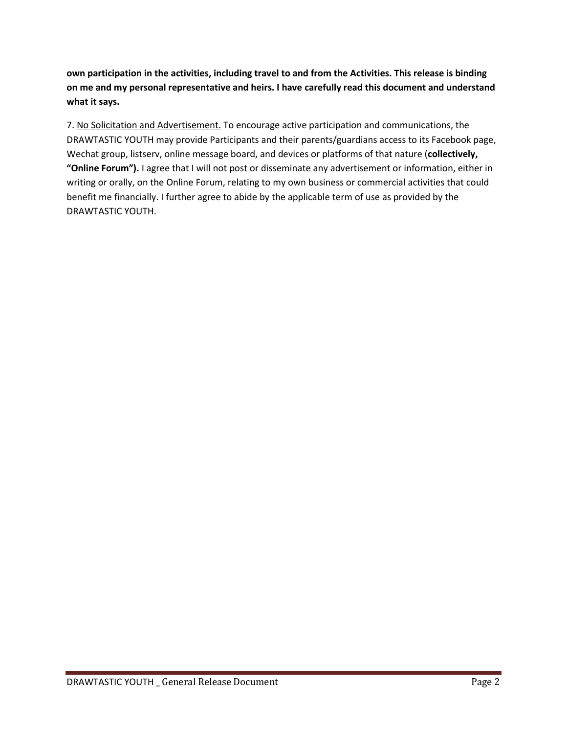**own participation in the activities, including travel to and from the Activities. This release is binding on me and my personal representative and heirs. I have carefully read this document and understand what it says.**

7. <u>No Solicitation and Advertisement.</u> To encourage active participation and communications, the DRAWTASTIC YOUTH may provide Participants and their parents/guardians access to its Facebook page, Wechat group, listserv, online message board, and devices or platforms of that nature (**collectively, "Online Forum").** I agree that I will not post or disseminate any advertisement or information, either in writing or orally, on the Online Forum, relating to my own business or commercial activities that could benefit me financially. I further agree to abide by the applicable term of use as provided by the DRAWTASTIC YOUTH.